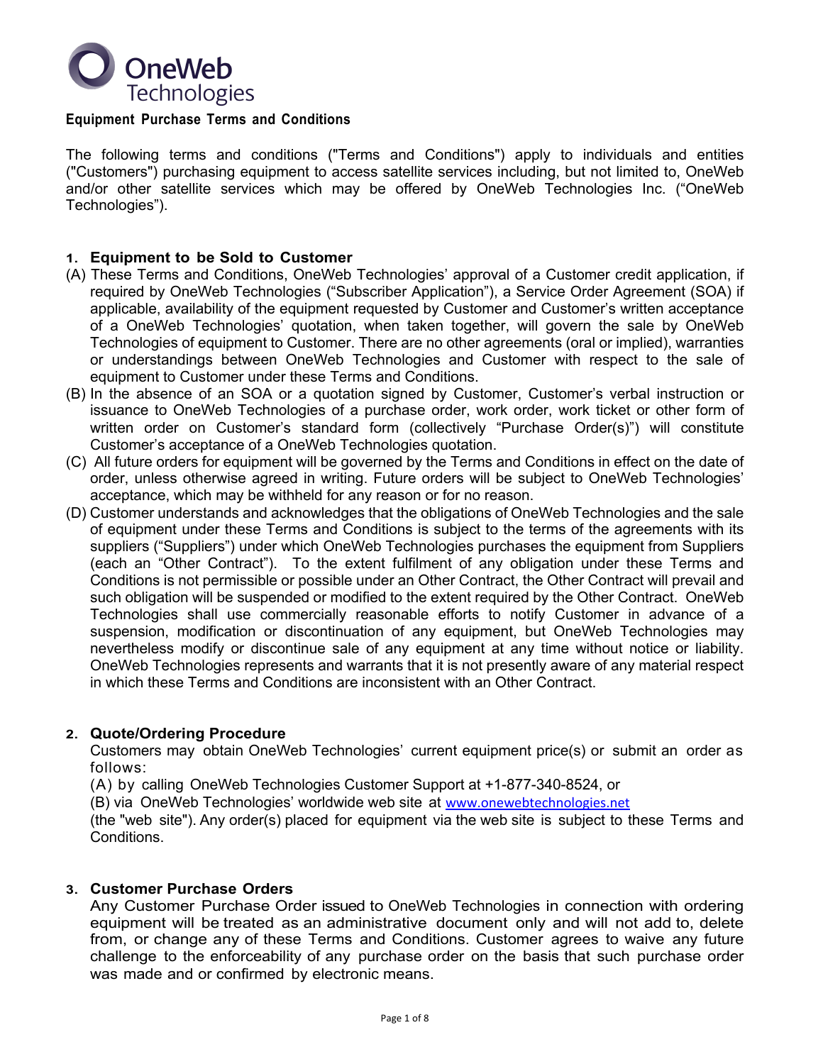OneWeb Technologies

## Equipment Purchase Terms and Conditions

The following terms and conditions ("Terms and Conditions") apply to individuals and entities ("Customers") purchasing equipment to access satellite services including, but not limited to, OneWeb and/or other satellite services which may be offered by OneWeb Technologies Inc. ("OneWeb Technologies").

### 1. Equipment to be Sold to Customer

(A) These Terms and Conditions, OneWeb Technologies' approval of a Customer credit application, if required by OneWeb Technologies ("Subscriber Application"), a Service Order Agreement (SOA) if applicable, availability of the equipment requested by Customer and Customer's written acceptance of a OneWeb Technologies' quotation, when taken together, will govern the sale by OneWeb Technologies of equipment to Customer. There are no other agreements (oral or implied), warranties or understandings between OneWeb Technologies and Customer with respect to the sale of equipment to Customer under these Terms and Conditions.

(B) In the absence of an SOA or a quotation signed by Customer, Customer's verbal instruction or issuance to OneWeb Technologies of a purchase order, work order, work ticket or other form of written order on Customer's standard form (collectively "Purchase Order(s)") will constitute Customer's acceptance of a OneWeb Technologies quotation.

(C) All future orders for equipment will be governed by the Terms and Conditions in effect on the date of order, unless otherwise agreed in writing. Future orders will be subject to OneWeb Technologies' acceptance, which may be withheld for any reason or for no reason.

(D) Customer understands and acknowledges that the obligations of OneWeb Technologies and the sale of equipment under these Terms and Conditions is subject to the terms of the agreements with its suppliers ("Suppliers") under which OneWeb Technologies purchases the equipment from Suppliers (each an "Other Contract"). To the extent fulfilment of any obligation under these Terms and Conditions is not permissible or possible under an Other Contract, the Other Contract will prevail and such obligation will be suspended or modified to the extent required by the Other Contract. OneWeb Technologies shall use commercially reasonable efforts to notify Customer in advance of a suspension, modification or discontinuation of any equipment, but OneWeb Technologies may nevertheless modify or discontinue sale of any equipment at any time without notice or liability. OneWeb Technologies represents and warrants that it is not presently aware of any material respect in which these Terms and Conditions are inconsistent with an Other Contract.

### 2. Quote/Ordering Procedure

Customers may obtain OneWeb Technologies' current equipment price(s) or submit an order as follows:

(A) by calling OneWeb Technologies Customer Support at +1-877-340-8524, or

(B) via OneWeb Technologies' worldwide web site at www.onewebtechnologies.net

(the "web site"). Any order(s) placed for equipment via the web site is subject to these Terms and Conditions.

### 3. Customer Purchase Orders

Any Customer Purchase Order issued to OneWeb Technologies in connection with ordering equipment will be treated as an administrative document only and will not add to, delete from, or change any of these Terms and Conditions. Customer agrees to waive any future challenge to the enforceability of any purchase order on the basis that such purchase order was made and or confirmed by electronic means.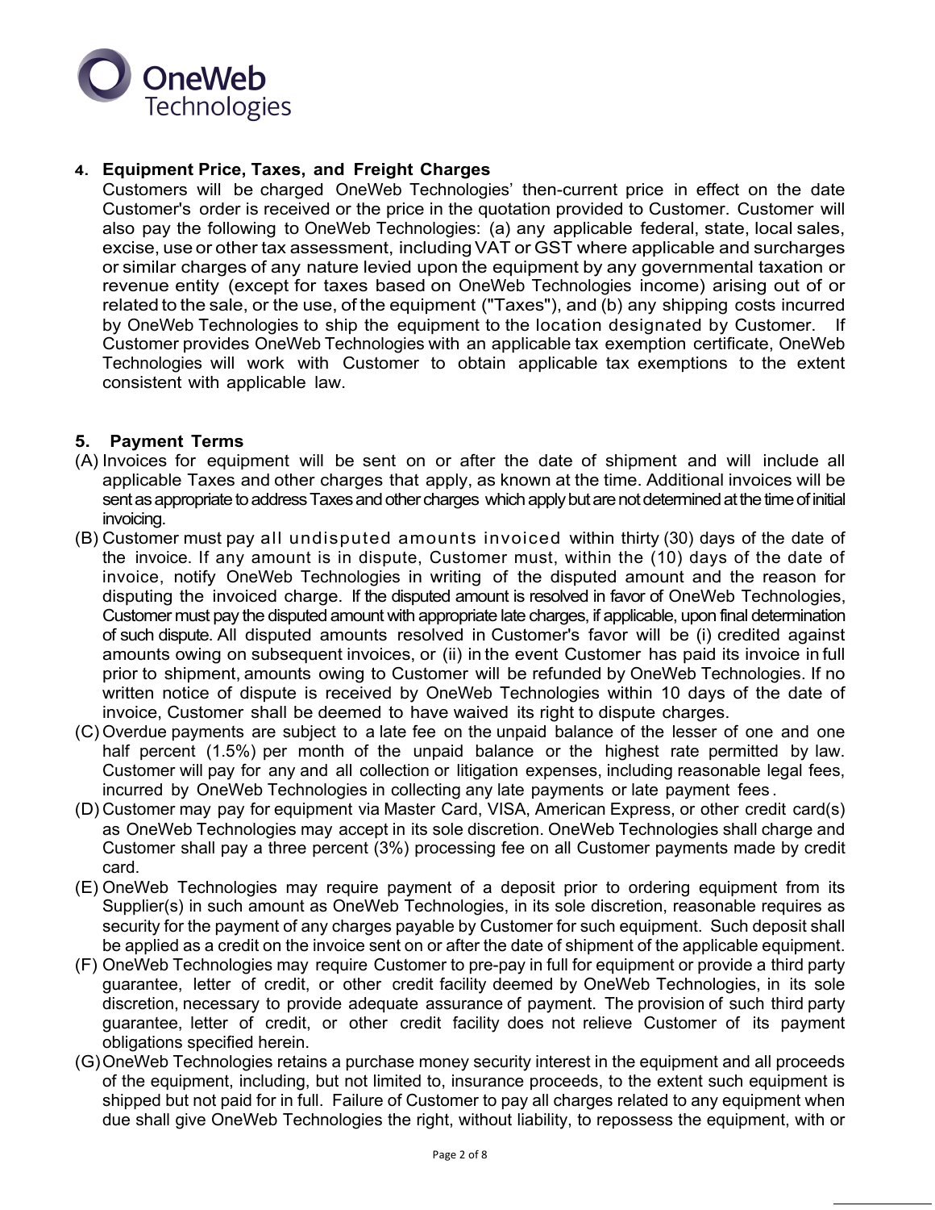### 4. Equipment Price, Taxes, and Freight Charges

Customers will be charged OneWeb Technologies' then-current price in effect on the date Customer's order is received or the price in the quotation provided to Customer. Customer will also pay the following to OneWeb Technologies: (a) any applicable federal, state, local sales, excise, use or other tax assessment, including VAT or GST where applicable and surcharges or similar charges of any nature levied upon the equipment by any governmental taxation or revenue entity (except for taxes based on OneWeb Technologies income) arising out of or related to the sale, or the use, of the equipment ("Taxes"), and (b) any shipping costs incurred by OneWeb Technologies to ship the equipment to the location designated by Customer. If Customer provides OneWeb Technologies with an applicable tax exemption certificate, OneWeb Technologies will work with Customer to obtain applicable tax exemptions to the extent consistent with applicable law.

### 5. Payment Terms

(A) Invoices for equipment will be sent on or after the date of shipment and will include all applicable Taxes and other charges that apply, as known at the time. Additional invoices will be sent as appropriate to address Taxes and other charges which apply but are not determined at the time of initial invoicing.

(B) Customer must pay all undisputed amounts invoiced within thirty (30) days of the date of the invoice. If any amount is in dispute, Customer must, within the (10) days of the date of invoice, notify OneWeb Technologies in writing of the disputed amount and the reason for disputing the invoiced charge. If the disputed amount is resolved in favor of OneWeb Technologies, Customer must pay the disputed amount with appropriate late charges, if applicable, upon final determination of such dispute. All disputed amounts resolved in Customer's favor will be (i) credited against amounts owing on subsequent invoices, or (ii) in the event Customer has paid its invoice in full prior to shipment, amounts owing to Customer will be refunded by OneWeb Technologies. If no written notice of dispute is received by OneWeb Technologies within 10 days of the date of invoice, Customer shall be deemed to have waived its right to dispute charges.

(C) Overdue payments are subject to a late fee on the unpaid balance of the lesser of one and one half percent (1.5%) per month of the unpaid balance or the highest rate permitted by law. Customer will pay for any and all collection or litigation expenses, including reasonable legal fees, incurred by OneWeb Technologies in collecting any late payments or late payment fees.

(D) Customer may pay for equipment via Master Card, VISA, American Express, or other credit card(s) as OneWeb Technologies may accept in its sole discretion. OneWeb Technologies shall charge and Customer shall pay a three percent (3%) processing fee on all Customer payments made by credit card.

(E) OneWeb Technologies may require payment of a deposit prior to ordering equipment from its Supplier(s) in such amount as OneWeb Technologies, in its sole discretion, reasonable requires as security for the payment of any charges payable by Customer for such equipment. Such deposit shall be applied as a credit on the invoice sent on or after the date of shipment of the applicable equipment.

(F) OneWeb Technologies may require Customer to pre-pay in full for equipment or provide a third party guarantee, letter of credit, or other credit facility deemed by OneWeb Technologies, in its sole discretion, necessary to provide adequate assurance of payment. The provision of such third party guarantee, letter of credit, or other credit facility does not relieve Customer of its payment obligations specified herein.

(G) OneWeb Technologies retains a purchase money security interest in the equipment and all proceeds of the equipment, including, but not limited to, insurance proceeds, to the extent such equipment is shipped but not paid for in full. Failure of Customer to pay all charges related to any equipment when due shall give OneWeb Technologies the right, without liability, to repossess the equipment, with or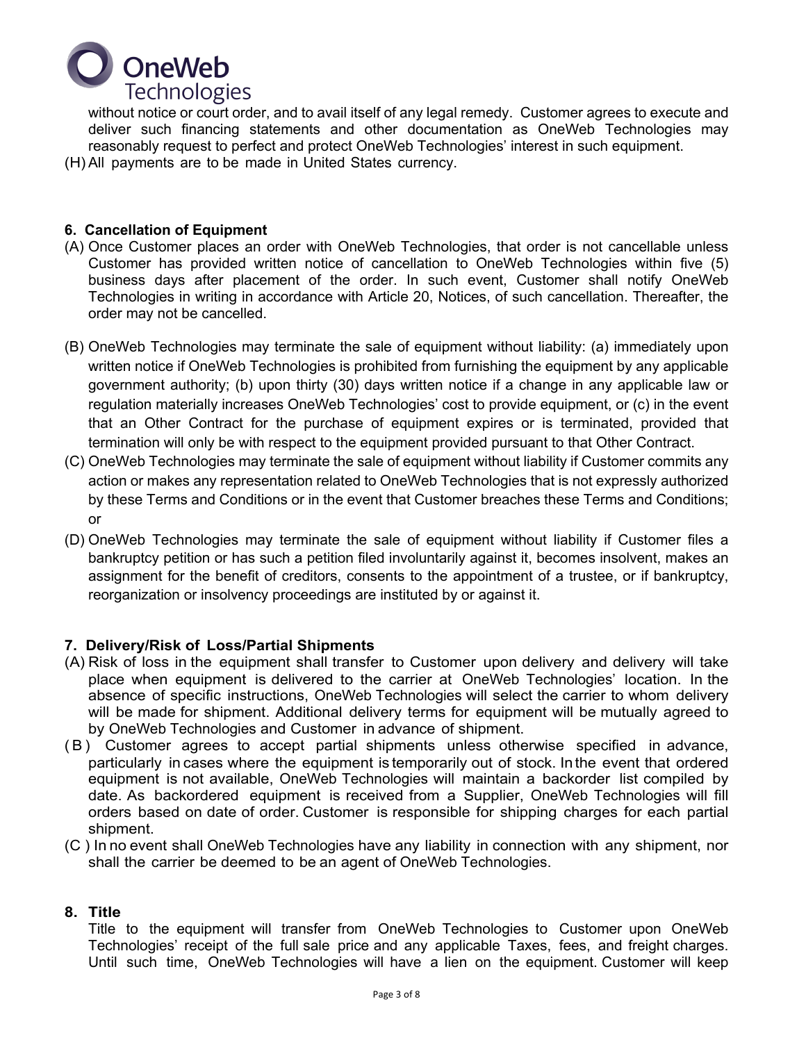without notice or court order, and to avail itself of any legal remedy. Customer agrees to execute and deliver such financing statements and other documentation as OneWeb Technologies may reasonably request to perfect and protect OneWeb Technologies' interest in such equipment.

(H) All payments are to be made in United States currency.

**6. Cancellation of Equipment**

(A) Once Customer places an order with OneWeb Technologies, that order is not cancellable unless Customer has provided written notice of cancellation to OneWeb Technologies within five (5) business days after placement of the order. In such event, Customer shall notify OneWeb Technologies in writing in accordance with Article 20, Notices, of such cancellation. Thereafter, the order may not be cancelled.

(B) OneWeb Technologies may terminate the sale of equipment without liability: (a) immediately upon written notice if OneWeb Technologies is prohibited from furnishing the equipment by any applicable government authority; (b) upon thirty (30) days written notice if a change in any applicable law or regulation materially increases OneWeb Technologies' cost to provide equipment, or (c) in the event that an Other Contract for the purchase of equipment expires or is terminated, provided that termination will only be with respect to the equipment provided pursuant to that Other Contract.

(C) OneWeb Technologies may terminate the sale of equipment without liability if Customer commits any action or makes any representation related to OneWeb Technologies that is not expressly authorized by these Terms and Conditions or in the event that Customer breaches these Terms and Conditions; or

(D) OneWeb Technologies may terminate the sale of equipment without liability if Customer files a bankruptcy petition or has such a petition filed involuntarily against it, becomes insolvent, makes an assignment for the benefit of creditors, consents to the appointment of a trustee, or if bankruptcy, reorganization or insolvency proceedings are instituted by or against it.

**7. Delivery/Risk of Loss/Partial Shipments**

(A) Risk of loss in the equipment shall transfer to Customer upon delivery and delivery will take place when equipment is delivered to the carrier at OneWeb Technologies' location. In the absence of specific instructions, OneWeb Technologies will select the carrier to whom delivery will be made for shipment. Additional delivery terms for equipment will be mutually agreed to by OneWeb Technologies and Customer in advance of shipment.

(B) Customer agrees to accept partial shipments unless otherwise specified in advance, particularly in cases where the equipment is temporarily out of stock. In the event that ordered equipment is not available, OneWeb Technologies will maintain a backorder list compiled by date. As backordered equipment is received from a Supplier, OneWeb Technologies will fill orders based on date of order. Customer is responsible for shipping charges for each partial shipment.

(C) In no event shall OneWeb Technologies have any liability in connection with any shipment, nor shall the carrier be deemed to be an agent of OneWeb Technologies.

**8. Title**

Title to the equipment will transfer from OneWeb Technologies to Customer upon OneWeb Technologies' receipt of the full sale price and any applicable Taxes, fees, and freight charges. Until such time, OneWeb Technologies will have a lien on the equipment. Customer will keep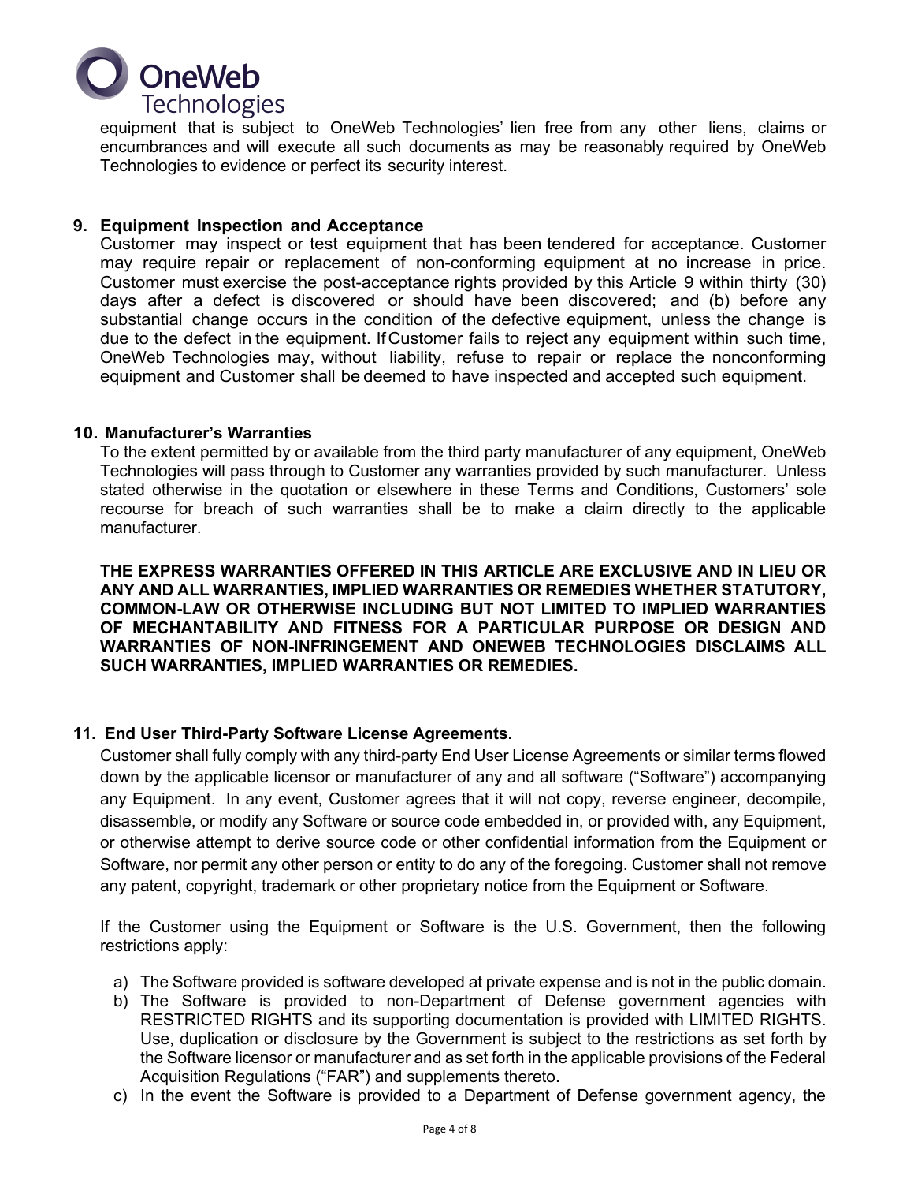equipment that is subject to OneWeb Technologies' lien free from any other liens, claims or encumbrances and will execute all such documents as may be reasonably required by OneWeb Technologies to evidence or perfect its security interest.

## 9. Equipment Inspection and Acceptance

Customer may inspect or test equipment that has been tendered for acceptance. Customer may require repair or replacement of non-conforming equipment at no increase in price. Customer must exercise the post-acceptance rights provided by this Article 9 within thirty (30) days after a defect is discovered or should have been discovered; and (b) before any substantial change occurs in the condition of the defective equipment, unless the change is due to the defect in the equipment. If Customer fails to reject any equipment within such time, OneWeb Technologies may, without liability, refuse to repair or replace the nonconforming equipment and Customer shall be deemed to have inspected and accepted such equipment.

## 10. Manufacturer's Warranties

To the extent permitted by or available from the third party manufacturer of any equipment, OneWeb Technologies will pass through to Customer any warranties provided by such manufacturer. Unless stated otherwise in the quotation or elsewhere in these Terms and Conditions, Customers' sole recourse for breach of such warranties shall be to make a claim directly to the applicable manufacturer.

**THE EXPRESS WARRANTIES OFFERED IN THIS ARTICLE ARE EXCLUSIVE AND IN LIEU OR ANY AND ALL WARRANTIES, IMPLIED WARRANTIES OR REMEDIES WHETHER STATUTORY, COMMON-LAW OR OTHERWISE INCLUDING BUT NOT LIMITED TO IMPLIED WARRANTIES OF MECHANTABILITY AND FITNESS FOR A PARTICULAR PURPOSE OR DESIGN AND WARRANTIES OF NON-INFRINGEMENT AND ONEWEB TECHNOLOGIES DISCLAIMS ALL SUCH WARRANTIES, IMPLIED WARRANTIES OR REMEDIES.**

## 11. End User Third-Party Software License Agreements.

Customer shall fully comply with any third-party End User License Agreements or similar terms flowed down by the applicable licensor or manufacturer of any and all software ("Software") accompanying any Equipment. In any event, Customer agrees that it will not copy, reverse engineer, decompile, disassemble, or modify any Software or source code embedded in, or provided with, any Equipment, or otherwise attempt to derive source code or other confidential information from the Equipment or Software, nor permit any other person or entity to do any of the foregoing. Customer shall not remove any patent, copyright, trademark or other proprietary notice from the Equipment or Software.

If the Customer using the Equipment or Software is the U.S. Government, then the following restrictions apply:

a) The Software provided is software developed at private expense and is not in the public domain.
b) The Software is provided to non-Department of Defense government agencies with RESTRICTED RIGHTS and its supporting documentation is provided with LIMITED RIGHTS. Use, duplication or disclosure by the Government is subject to the restrictions as set forth by the Software licensor or manufacturer and as set forth in the applicable provisions of the Federal Acquisition Regulations ("FAR") and supplements thereto.
c) In the event the Software is provided to a Department of Defense government agency, the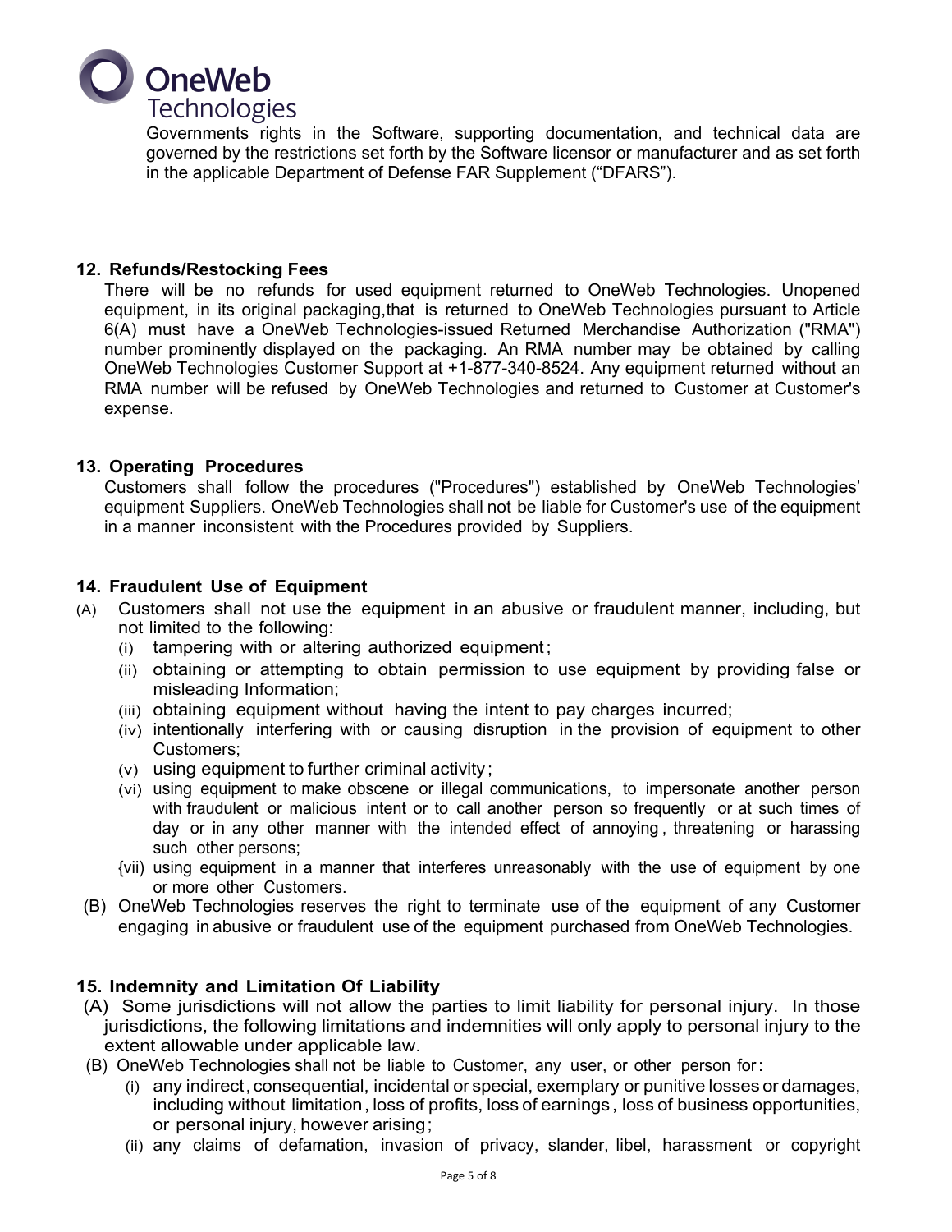Governments rights in the Software, supporting documentation, and technical data are governed by the restrictions set forth by the Software licensor or manufacturer and as set forth in the applicable Department of Defense FAR Supplement ("DFARS").

## 12. Refunds/Restocking Fees

There will be no refunds for used equipment returned to OneWeb Technologies. Unopened equipment, in its original packaging,that is returned to OneWeb Technologies pursuant to Article 6(A) must have a OneWeb Technologies-issued Returned Merchandise Authorization ("RMA") number prominently displayed on the packaging. An RMA number may be obtained by calling OneWeb Technologies Customer Support at +1-877-340-8524. Any equipment returned without an RMA number will be refused by OneWeb Technologies and returned to Customer at Customer's expense.

## 13. Operating Procedures

Customers shall follow the procedures ("Procedures") established by OneWeb Technologies' equipment Suppliers. OneWeb Technologies shall not be liable for Customer's use of the equipment in a manner inconsistent with the Procedures provided by Suppliers.

## 14. Fraudulent Use of Equipment

(A) Customers shall not use the equipment in an abusive or fraudulent manner, including, but not limited to the following:
   - (i) tampering with or altering authorized equipment;
   - (ii) obtaining or attempting to obtain permission to use equipment by providing false or misleading Information;
   - (iii) obtaining equipment without having the intent to pay charges incurred;
   - (iv) intentionally interfering with or causing disruption in the provision of equipment to other Customers;
   - (v) using equipment to further criminal activity;
   - (vi) using equipment to make obscene or illegal communications, to impersonate another person with fraudulent or malicious intent or to call another person so frequently or at such times of day or in any other manner with the intended effect of annoying, threatening or harassing such other persons;
   - {vii) using equipment in a manner that interferes unreasonably with the use of equipment by one or more other Customers.

(B) OneWeb Technologies reserves the right to terminate use of the equipment of any Customer engaging in abusive or fraudulent use of the equipment purchased from OneWeb Technologies.

## 15. Indemnity and Limitation Of Liability

(A) Some jurisdictions will not allow the parties to limit liability for personal injury. In those jurisdictions, the following limitations and indemnities will only apply to personal injury to the extent allowable under applicable law.

(B) OneWeb Technologies shall not be liable to Customer, any user, or other person for:
   - (i) any indirect, consequential, incidental or special, exemplary or punitive losses or damages, including without limitation, loss of profits, loss of earnings, loss of business opportunities, or personal injury, however arising;
   - (ii) any claims of defamation, invasion of privacy, slander, libel, harassment or copyright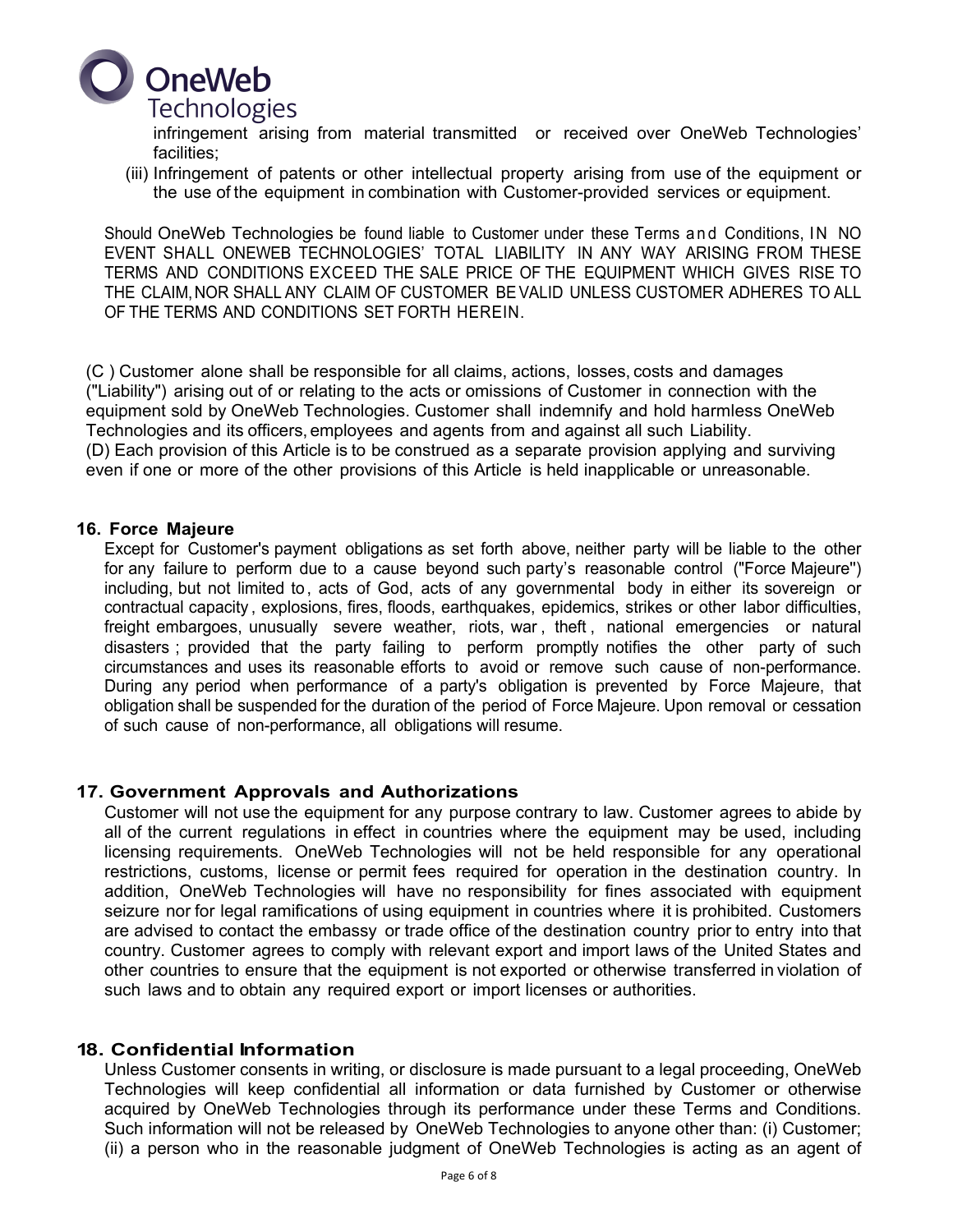infringement arising from material transmitted or received over OneWeb Technologies' facilities;

(iii) Infringement of patents or other intellectual property arising from use of the equipment or the use of the equipment in combination with Customer-provided services or equipment.

Should OneWeb Technologies be found liable to Customer under these Terms and Conditions, IN NO EVENT SHALL ONEWEB TECHNOLOGIES' TOTAL LIABILITY IN ANY WAY ARISING FROM THESE TERMS AND CONDITIONS EXCEED THE SALE PRICE OF THE EQUIPMENT WHICH GIVES RISE TO THE CLAIM, NOR SHALL ANY CLAIM OF CUSTOMER BE VALID UNLESS CUSTOMER ADHERES TO ALL OF THE TERMS AND CONDITIONS SET FORTH HEREIN.

(C ) Customer alone shall be responsible for all claims, actions, losses, costs and damages ("Liability") arising out of or relating to the acts or omissions of Customer in connection with the equipment sold by OneWeb Technologies. Customer shall indemnify and hold harmless OneWeb Technologies and its officers, employees and agents from and against all such Liability.
(D) Each provision of this Article is to be construed as a separate provision applying and surviving even if one or more of the other provisions of this Article is held inapplicable or unreasonable.

## 16. Force Majeure

Except for Customer's payment obligations as set forth above, neither party will be liable to the other for any failure to perform due to a cause beyond such party's reasonable control ("Force Majeure") including, but not limited to, acts of God, acts of any governmental body in either its sovereign or contractual capacity, explosions, fires, floods, earthquakes, epidemics, strikes or other labor difficulties, freight embargoes, unusually severe weather, riots, war, theft, national emergencies or natural disasters ; provided that the party failing to perform promptly notifies the other party of such circumstances and uses its reasonable efforts to avoid or remove such cause of non-performance. During any period when performance of a party's obligation is prevented by Force Majeure, that obligation shall be suspended for the duration of the period of Force Majeure. Upon removal or cessation of such cause of non-performance, all obligations will resume.

## 17. Government Approvals and Authorizations

Customer will not use the equipment for any purpose contrary to law. Customer agrees to abide by all of the current regulations in effect in countries where the equipment may be used, including licensing requirements. OneWeb Technologies will not be held responsible for any operational restrictions, customs, license or permit fees required for operation in the destination country. In addition, OneWeb Technologies will have no responsibility for fines associated with equipment seizure nor for legal ramifications of using equipment in countries where it is prohibited. Customers are advised to contact the embassy or trade office of the destination country prior to entry into that country. Customer agrees to comply with relevant export and import laws of the United States and other countries to ensure that the equipment is not exported or otherwise transferred in violation of such laws and to obtain any required export or import licenses or authorities.

## 18. Confidential Information

Unless Customer consents in writing, or disclosure is made pursuant to a legal proceeding, OneWeb Technologies will keep confidential all information or data furnished by Customer or otherwise acquired by OneWeb Technologies through its performance under these Terms and Conditions. Such information will not be released by OneWeb Technologies to anyone other than: (i) Customer; (ii) a person who in the reasonable judgment of OneWeb Technologies is acting as an agent of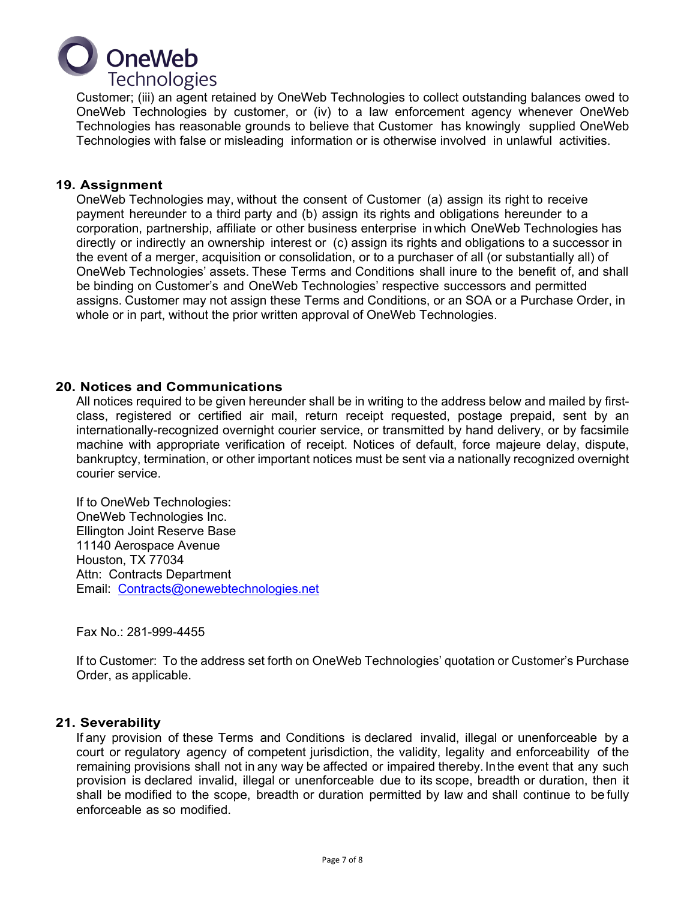Customer; (iii) an agent retained by OneWeb Technologies to collect outstanding balances owed to OneWeb Technologies by customer, or (iv) to a law enforcement agency whenever OneWeb Technologies has reasonable grounds to believe that Customer has knowingly supplied OneWeb Technologies with false or misleading information or is otherwise involved in unlawful activities.

## 19. Assignment

OneWeb Technologies may, without the consent of Customer (a) assign its right to receive payment hereunder to a third party and (b) assign its rights and obligations hereunder to a corporation, partnership, affiliate or other business enterprise in which OneWeb Technologies has directly or indirectly an ownership interest or (c) assign its rights and obligations to a successor in the event of a merger, acquisition or consolidation, or to a purchaser of all (or substantially all) of OneWeb Technologies' assets. These Terms and Conditions shall inure to the benefit of, and shall be binding on Customer's and OneWeb Technologies' respective successors and permitted assigns. Customer may not assign these Terms and Conditions, or an SOA or a Purchase Order, in whole or in part, without the prior written approval of OneWeb Technologies.

## 20. Notices and Communications

All notices required to be given hereunder shall be in writing to the address below and mailed by first-class, registered or certified air mail, return receipt requested, postage prepaid, sent by an internationally-recognized overnight courier service, or transmitted by hand delivery, or by facsimile machine with appropriate verification of receipt. Notices of default, force majeure delay, dispute, bankruptcy, termination, or other important notices must be sent via a nationally recognized overnight courier service.

If to OneWeb Technologies:
OneWeb Technologies Inc.
Ellington Joint Reserve Base
11140 Aerospace Avenue
Houston, TX 77034
Attn: Contracts Department
Email: Contracts@onewebtechnologies.net

Fax No.: 281-999-4455

If to Customer: To the address set forth on OneWeb Technologies' quotation or Customer's Purchase Order, as applicable.

## 21. Severability

If any provision of these Terms and Conditions is declared invalid, illegal or unenforceable by a court or regulatory agency of competent jurisdiction, the validity, legality and enforceability of the remaining provisions shall not in any way be affected or impaired thereby. In the event that any such provision is declared invalid, illegal or unenforceable due to its scope, breadth or duration, then it shall be modified to the scope, breadth or duration permitted by law and shall continue to be fully enforceable as so modified.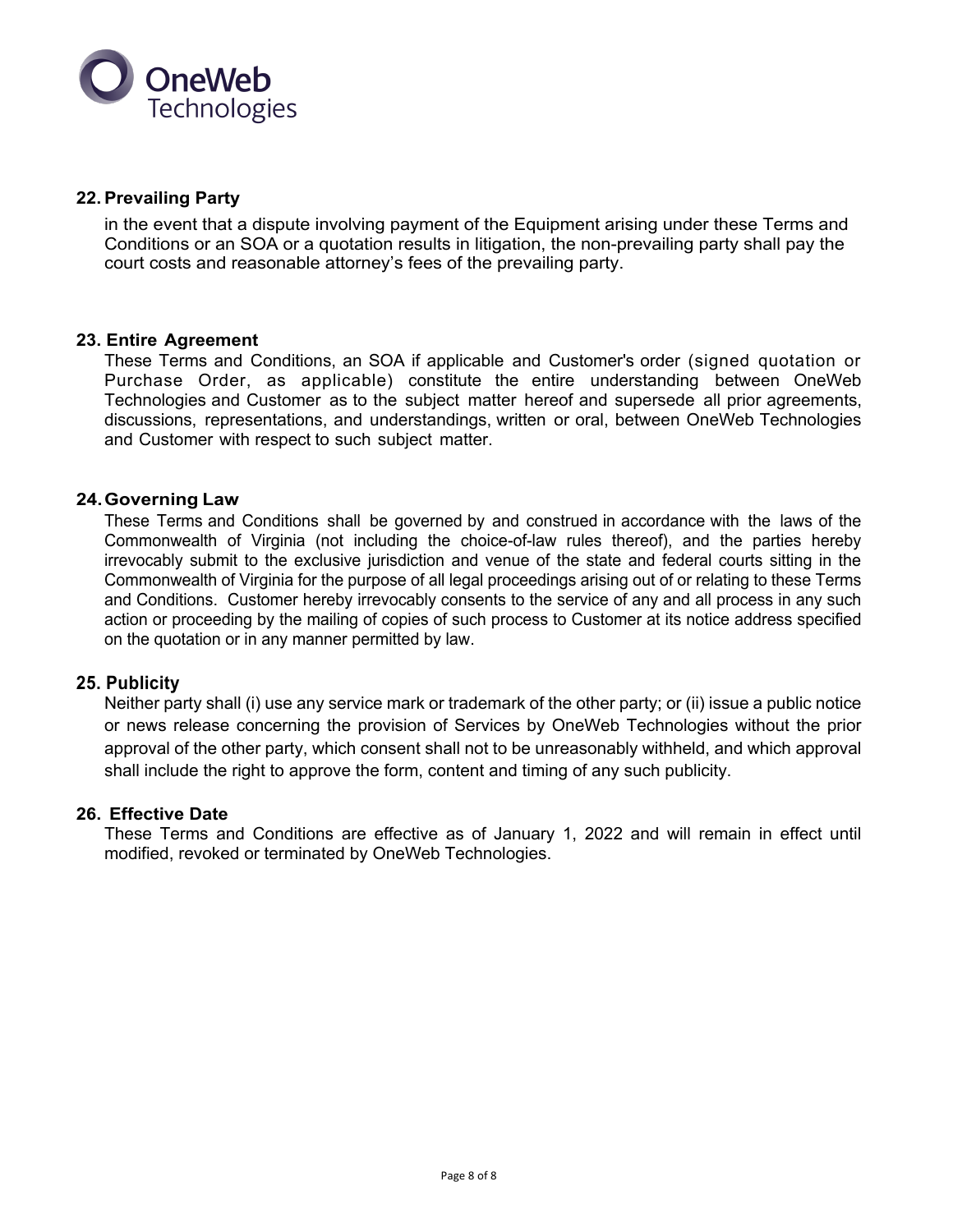### 22. Prevailing Party

in the event that a dispute involving payment of the Equipment arising under these Terms and Conditions or an SOA or a quotation results in litigation, the non-prevailing party shall pay the court costs and reasonable attorney's fees of the prevailing party.

### 23. Entire Agreement

These Terms and Conditions, an SOA if applicable and Customer's order (signed quotation or Purchase Order, as applicable) constitute the entire understanding between OneWeb Technologies and Customer as to the subject matter hereof and supersede all prior agreements, discussions, representations, and understandings, written or oral, between OneWeb Technologies and Customer with respect to such subject matter.

### 24. Governing Law

These Terms and Conditions shall be governed by and construed in accordance with the laws of the Commonwealth of Virginia (not including the choice-of-law rules thereof), and the parties hereby irrevocably submit to the exclusive jurisdiction and venue of the state and federal courts sitting in the Commonwealth of Virginia for the purpose of all legal proceedings arising out of or relating to these Terms and Conditions. Customer hereby irrevocably consents to the service of any and all process in any such action or proceeding by the mailing of copies of such process to Customer at its notice address specified on the quotation or in any manner permitted by law.

### 25. Publicity

Neither party shall (i) use any service mark or trademark of the other party; or (ii) issue a public notice or news release concerning the provision of Services by OneWeb Technologies without the prior approval of the other party, which consent shall not to be unreasonably withheld, and which approval shall include the right to approve the form, content and timing of any such publicity.

### 26. Effective Date

These Terms and Conditions are effective as of January 1, 2022 and will remain in effect until modified, revoked or terminated by OneWeb Technologies.